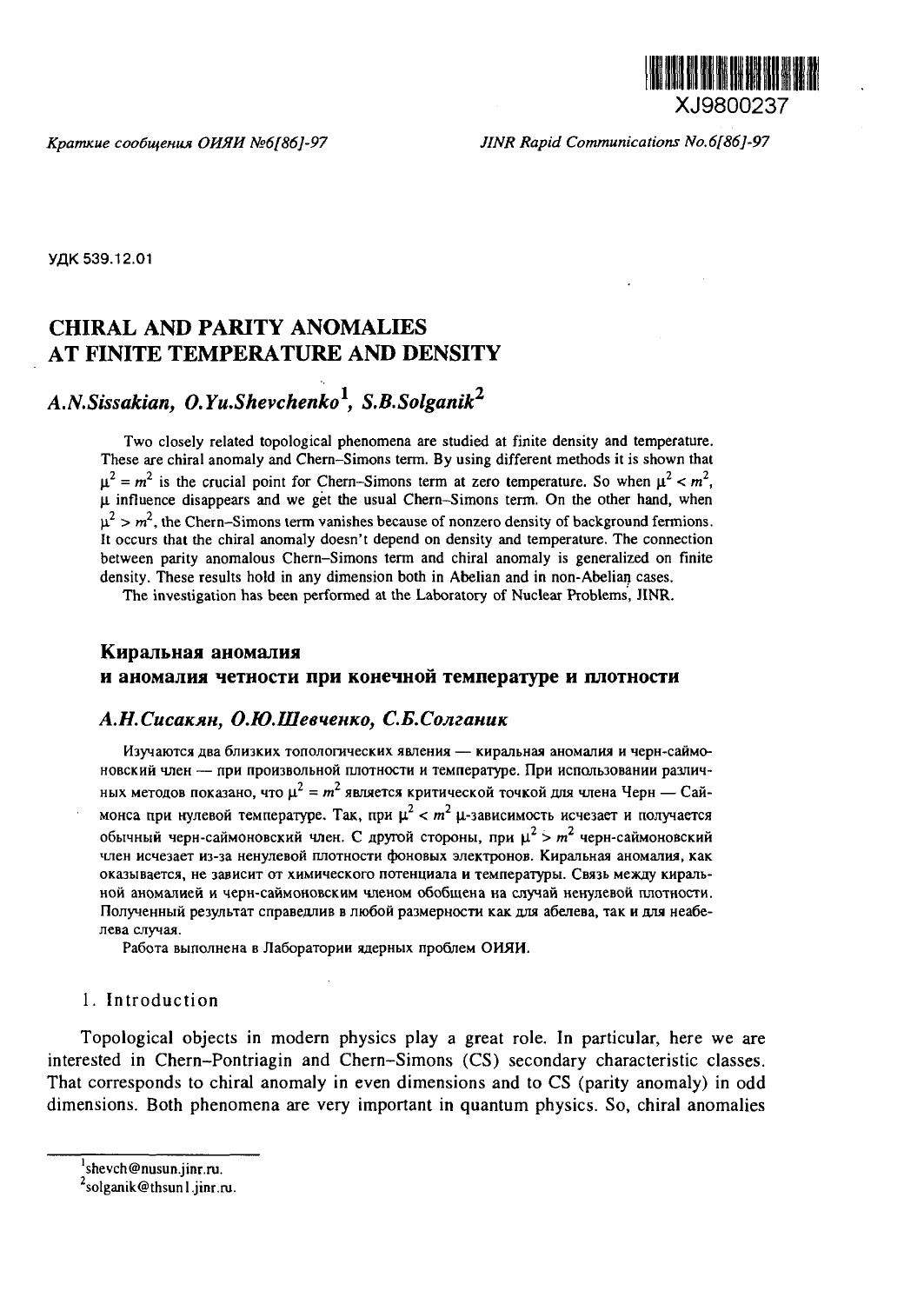XJ9800237

*Краткие сообщения ОИЯИ №6[86]-97* *JINR Rapid Communications No.6[86]-97*

УДК 539.12.01

# CHIRAL AND PARITY ANOMALIES AT FINITE TEMPERATURE AND DENSITY

## *A.N.Sissakian, O.Yu.Shevchenko*[1]*, S.B.Solganik*[2]

Two closely related topological phenomena are studied at finite density and temperature. These are chiral anomaly and Chern–Simons term. By using different methods it is shown that $\mu^2 = m^2$ is the crucial point for Chern–Simons term at zero temperature. So when $\mu^2 < m^2$, $\mu$ influence disappears and we get the usual Chern–Simons term. On the other hand, when $\mu^2 > m^2$, the Chern–Simons term vanishes because of nonzero density of background fermions. It occurs that the chiral anomaly doesn't depend on density and temperature. The connection between parity anomalous Chern–Simons term and chiral anomaly is generalized on finite density. These results hold in any dimension both in Abelian and in non-Abelian cases.

The investigation has been performed at the Laboratory of Nuclear Problems, JINR.

# Киральная аномалия и аномалия четности при конечной температуре и плотности

## *А.Н.Сисакян, О.Ю.Шевченко, С.Б.Солганик*

Изучаются два близких топологических явления — киральная аномалия и черн-саймоновский член — при произвольной плотности и температуре. При использовании различных методов показано, что $\mu^2 = m^2$ является критической точкой для члена Черн — Саймонса при нулевой температуре. Так, при $\mu^2 < m^2$ $\mu$-зависимость исчезает и получается обычный черн-саймоновский член. С другой стороны, при $\mu^2 > m^2$ черн-саймоновский член исчезает из-за ненулевой плотности фоновых электронов. Киральная аномалия, как оказывается, не зависит от химического потенциала и температуры. Связь между киральной аномалией и черн-саймоновским членом обобщена на случай ненулевой плотности. Полученный результат справедлив в любой размерности как для абелева, так и для неабелева случая.

Работа выполнена в Лаборатории ядерных проблем ОИЯИ.

## 1. Introduction

Topological objects in modern physics play a great role. In particular, here we are interested in Chern–Pontriagin and Chern–Simons (CS) secondary characteristic classes. That corresponds to chiral anomaly in even dimensions and to CS (parity anomaly) in odd dimensions. Both phenomena are very important in quantum physics. So, chiral anomalies

[1] shevch@nusun.jinr.ru.

[2] solganik@thsun1.jinr.ru.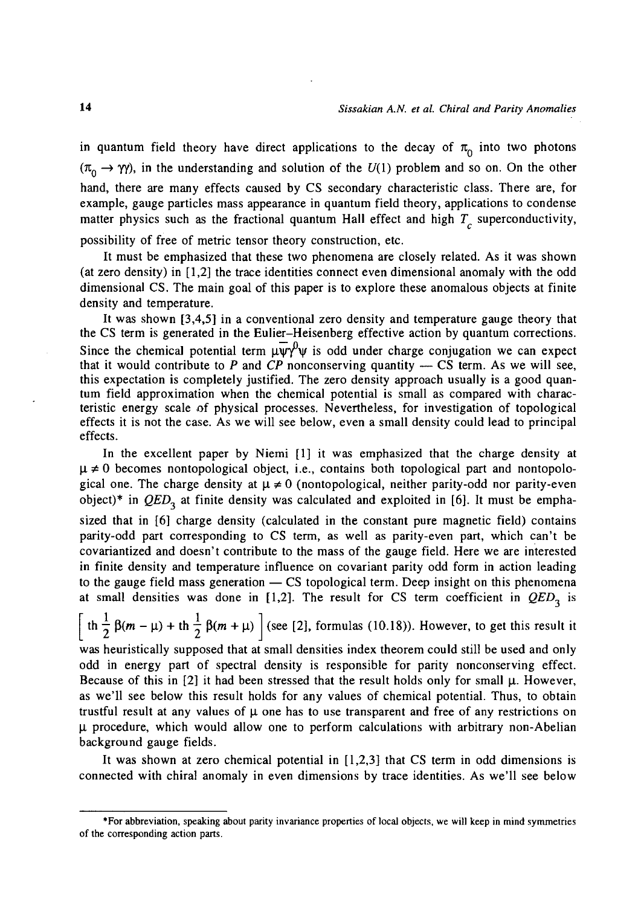in quantum field theory have direct applications to the decay of $\pi_0$ into two photons ($\pi_0 \to \gamma\gamma$), in the understanding and solution of the $U(1)$ problem and so on. On the other hand, there are many effects caused by CS secondary characteristic class. There are, for example, gauge particles mass appearance in quantum field theory, applications to condense matter physics such as the fractional quantum Hall effect and high $T_c$ superconductivity, possibility of free of metric tensor theory construction, etc.

It must be emphasized that these two phenomena are closely related. As it was shown (at zero density) in [1,2] the trace identities connect even dimensional anomaly with the odd dimensional CS. The main goal of this paper is to explore these anomalous objects at finite density and temperature.

It was shown [3,4,5] in a conventional zero density and temperature gauge theory that the CS term is generated in the Eulier–Heisenberg effective action by quantum corrections. Since the chemical potential term $\mu\bar{\psi}\gamma^0\psi$ is odd under charge conjugation we can expect that it would contribute to $P$ and $CP$ nonconserving quantity — CS term. As we will see, this expectation is completely justified. The zero density approach usually is a good quantum field approximation when the chemical potential is small as compared with characteristic energy scale of physical processes. Nevertheless, for investigation of topological effects it is not the case. As we will see below, even a small density could lead to principal effects.

In the excellent paper by Niemi [1] it was emphasized that the charge density at $\mu \neq 0$ becomes nontopological object, i.e., contains both topological part and nontopological one. The charge density at $\mu \neq 0$ (nontopological, neither parity-odd nor parity-even object)* in $QED_3$ at finite density was calculated and exploited in [6]. It must be emphasized that in [6] charge density (calculated in the constant pure magnetic field) contains parity-odd part corresponding to CS term, as well as parity-even part, which can't be covariantized and doesn't contribute to the mass of the gauge field. Here we are interested in finite density and temperature influence on covariant parity odd form in action leading to the gauge field mass generation — CS topological term. Deep insight on this phenomena at small densities was done in [1,2]. The result for CS term coefficient in $QED_3$ is $\left[\,\mathrm{th}\,\frac{1}{2}\,\beta(m-\mu) + \mathrm{th}\,\frac{1}{2}\,\beta(m+\mu)\,\right]$ (see [2], formulas (10.18)). However, to get this result it was heuristically supposed that at small densities index theorem could still be used and only odd in energy part of spectral density is responsible for parity nonconserving effect. Because of this in [2] it had been stressed that the result holds only for small $\mu$. However, as we'll see below this result holds for any values of chemical potential. Thus, to obtain trustful result at any values of $\mu$ one has to use transparent and free of any restrictions on $\mu$ procedure, which would allow one to perform calculations with arbitrary non-Abelian background gauge fields.

It was shown at zero chemical potential in [1,2,3] that CS term in odd dimensions is connected with chiral anomaly in even dimensions by trace identities. As we'll see below

---

*For abbreviation, speaking about parity invariance properties of local objects, we will keep in mind symmetries of the corresponding action parts.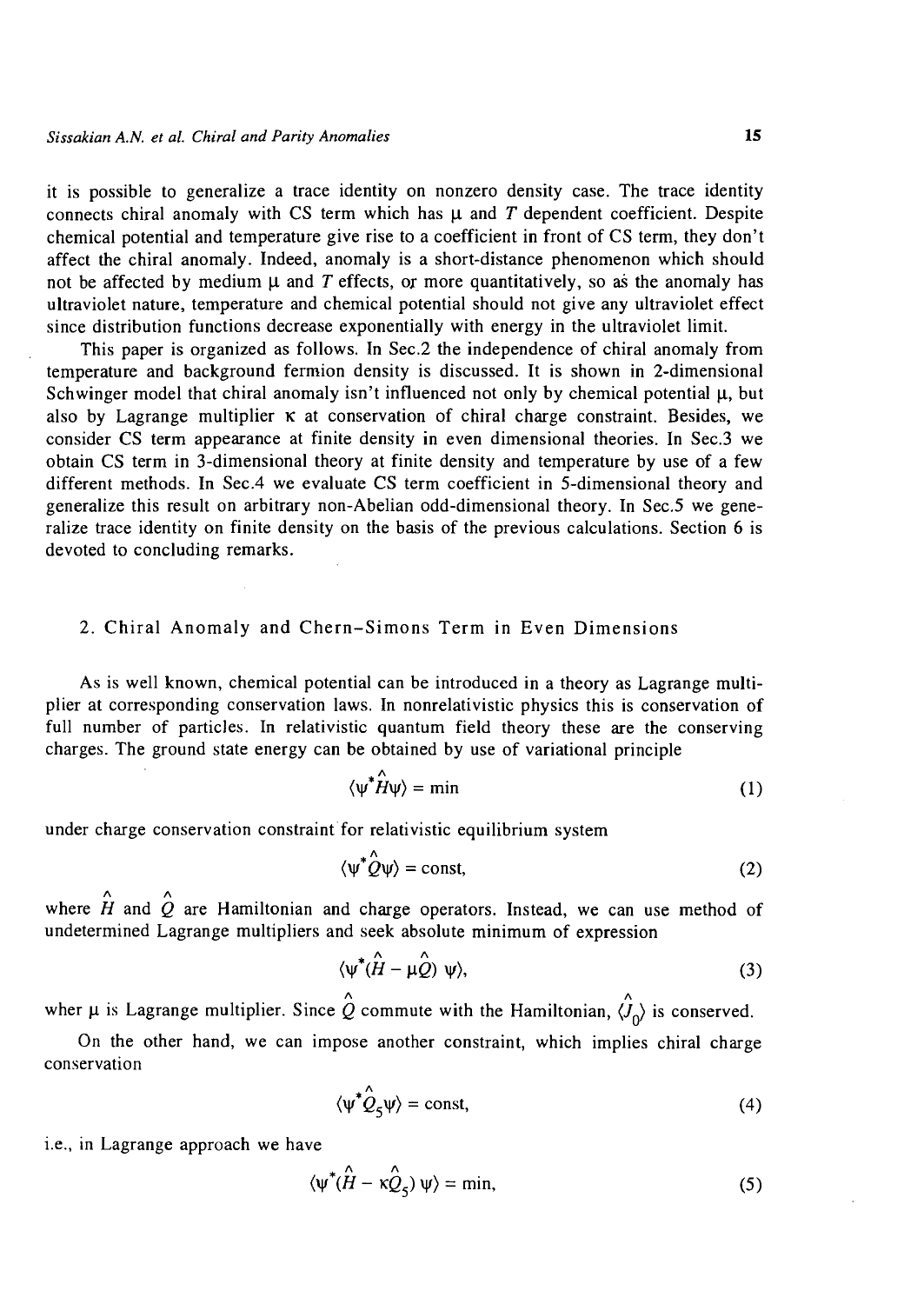it is possible to generalize a trace identity on nonzero density case. The trace identity connects chiral anomaly with CS term which has $\mu$ and $T$ dependent coefficient. Despite chemical potential and temperature give rise to a coefficient in front of CS term, they don't affect the chiral anomaly. Indeed, anomaly is a short-distance phenomenon which should not be affected by medium $\mu$ and $T$ effects, or more quantitatively, so as the anomaly has ultraviolet nature, temperature and chemical potential should not give any ultraviolet effect since distribution functions decrease exponentially with energy in the ultraviolet limit.

This paper is organized as follows. In Sec.2 the independence of chiral anomaly from temperature and background fermion density is discussed. It is shown in 2-dimensional Schwinger model that chiral anomaly isn't influenced not only by chemical potential $\mu$, but also by Lagrange multiplier $\kappa$ at conservation of chiral charge constraint. Besides, we consider CS term appearance at finite density in even dimensional theories. In Sec.3 we obtain CS term in 3-dimensional theory at finite density and temperature by use of a few different methods. In Sec.4 we evaluate CS term coefficient in 5-dimensional theory and generalize this result on arbitrary non-Abelian odd-dimensional theory. In Sec.5 we generalize trace identity on finite density on the basis of the previous calculations. Section 6 is devoted to concluding remarks.

## 2. Chiral Anomaly and Chern–Simons Term in Even Dimensions

As is well known, chemical potential can be introduced in a theory as Lagrange multiplier at corresponding conservation laws. In nonrelativistic physics this is conservation of full number of particles. In relativistic quantum field theory these are the conserving charges. The ground state energy can be obtained by use of variational principle

$$\langle \psi^* \hat{H} \psi \rangle = \min \tag{1}$$

under charge conservation constraint for relativistic equilibrium system

$$\langle \psi^* \hat{Q} \psi \rangle = \text{const}, \tag{2}$$

where $\hat{H}$ and $\hat{Q}$ are Hamiltonian and charge operators. Instead, we can use method of undetermined Lagrange multipliers and seek absolute minimum of expression

$$\langle \psi^* (\hat{H} - \mu \hat{Q})\, \psi \rangle, \tag{3}$$

wher $\mu$ is Lagrange multiplier. Since $\hat{Q}$ commute with the Hamiltonian, $\langle \hat{J}_0 \rangle$ is conserved.

On the other hand, we can impose another constraint, which implies chiral charge conservation

$$\langle \psi^* \hat{Q}_5 \psi \rangle = \text{const}, \tag{4}$$

i.e., in Lagrange approach we have

$$\langle \psi^* (\hat{H} - \kappa \hat{Q}_5)\, \psi \rangle = \min, \tag{5}$$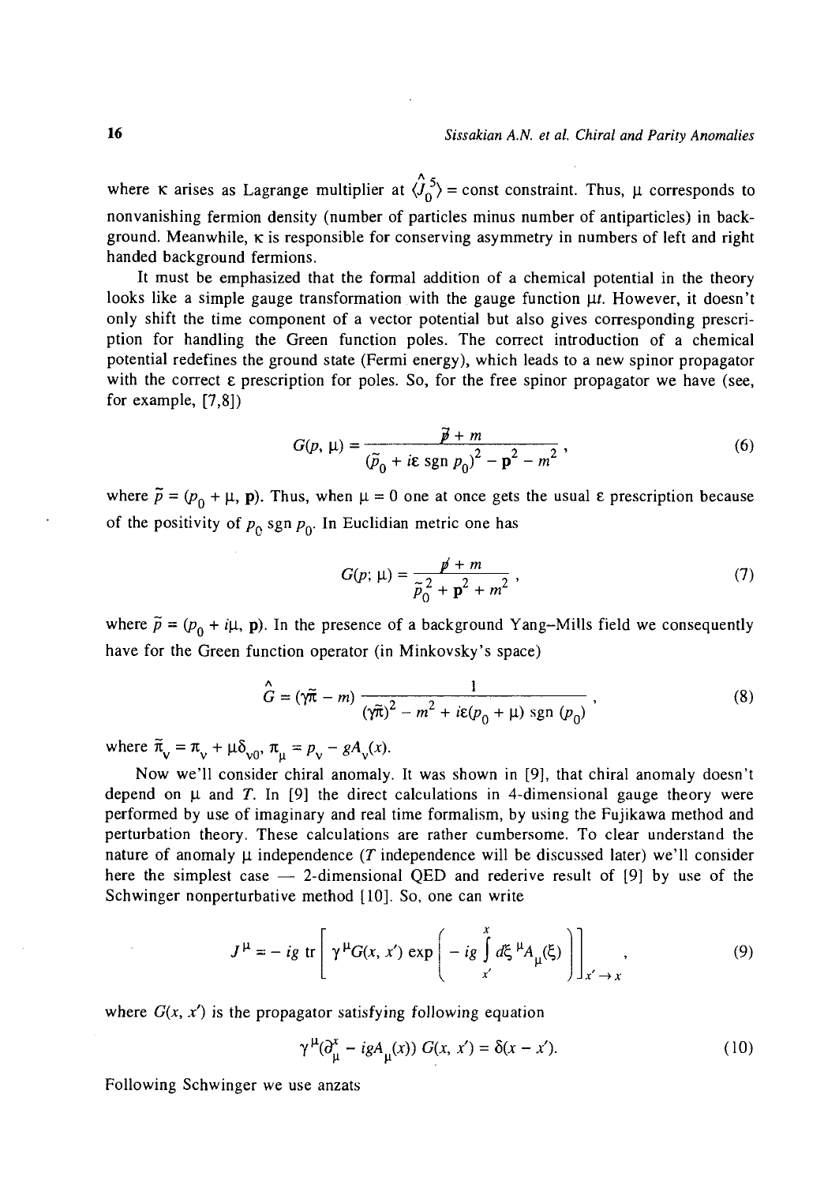where $\kappa$ arises as Lagrange multiplier at $\langle \hat{J}_0^5 \rangle = \text{const}$ constraint. Thus, $\mu$ corresponds to nonvanishing fermion density (number of particles minus number of antiparticles) in background. Meanwhile, $\kappa$ is responsible for conserving asymmetry in numbers of left and right handed background fermions.

It must be emphasized that the formal addition of a chemical potential in the theory looks like a simple gauge transformation with the gauge function $\mu t$. However, it doesn't only shift the time component of a vector potential but also gives corresponding prescription for handling the Green function poles. The correct introduction of a chemical potential redefines the ground state (Fermi energy), which leads to a new spinor propagator with the correct $\varepsilon$ prescription for poles. So, for the free spinor propagator we have (see, for example, [7,8])

$$G(p, \mu) = \frac{\tilde{\not p} + m}{(\tilde{p}_0 + i\varepsilon \operatorname{sgn} p_0)^2 - \mathbf{p}^2 - m^2}, \tag{6}$$

where $\tilde{p} = (p_0 + \mu, \mathbf{p})$. Thus, when $\mu = 0$ one at once gets the usual $\varepsilon$ prescription because of the positivity of $p_0 \operatorname{sgn} p_0$. In Euclidian metric one has

$$G(p; \mu) = \frac{\tilde{\not p} + m}{\tilde{p}_0^2 + \mathbf{p}^2 + m^2}, \tag{7}$$

where $\tilde{p} = (p_0 + i\mu, \mathbf{p})$. In the presence of a background Yang–Mills field we consequently have for the Green function operator (in Minkovsky's space)

$$\hat{G} = (\gamma\tilde{\pi} - m) \frac{1}{(\gamma\tilde{\pi})^2 - m^2 + i\varepsilon(p_0 + \mu) \operatorname{sgn}(p_0)}, \tag{8}$$

where $\tilde{\pi}_\nu = \pi_\nu + \mu\delta_{\nu 0}$, $\pi_\mu = p_\nu - gA_\nu(x)$.

Now we'll consider chiral anomaly. It was shown in [9], that chiral anomaly doesn't depend on $\mu$ and $T$. In [9] the direct calculations in 4-dimensional gauge theory were performed by use of imaginary and real time formalism, by using the Fujikawa method and perturbation theory. These calculations are rather cumbersome. To clear understand the nature of anomaly $\mu$ independence ($T$ independence will be discussed later) we'll consider here the simplest case — 2-dimensional QED and rederive result of [9] by use of the Schwinger nonperturbative method [10]. So, one can write

$$J^\mu = -ig \operatorname{tr}\left[ \gamma^\mu G(x, x') \exp\left( -ig \int_{x'}^{x} d\xi^\mu A_\mu(\xi) \right) \right]_{x' \to x}, \tag{9}$$

where $G(x, x')$ is the propagator satisfying following equation

$$\gamma^\mu(\partial_\mu^x - igA_\mu(x))\, G(x, x') = \delta(x - x'). \tag{10}$$

Following Schwinger we use anzats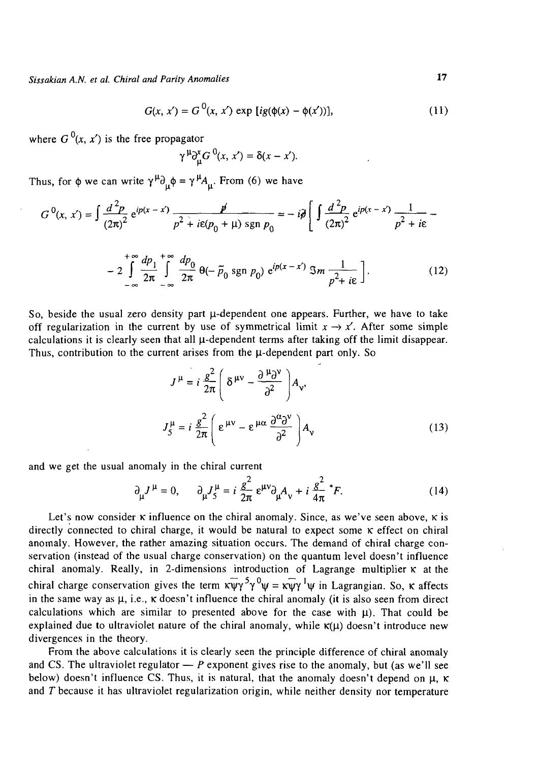$$G(x, x') = G^0(x, x') \exp\,[ig(\phi(x) - \phi(x'))], \tag{11}$$

where $G^0(x, x')$ is the free propagator

$$\gamma^\mu \partial^x_\mu G^0(x, x') = \delta(x - x').$$

Thus, for $\phi$ we can write $\gamma^\mu \partial_\mu \phi = \gamma^\mu A_\mu$. From (6) we have

$$G^0(x, x') = \int \frac{d^2p}{(2\pi)^2}\, e^{ip(x-x')} \frac{\not{p}}{p^2 + i\varepsilon(p_0 + \mu)\,\mathrm{sgn}\, p_0} = -i\not{\partial}\left[\int \frac{d^2p}{(2\pi)^2}\, e^{ip(x-x')} \frac{1}{p^2 + i\varepsilon} - \right.$$

$$\left. - 2\int_{-\infty}^{+\infty} \frac{dp_1}{2\pi} \int_{-\infty}^{+\infty} \frac{dp_0}{2\pi}\, \theta(-\tilde{p}_0\,\mathrm{sgn}\, p_0)\, e^{ip(x-x')}\, \Im m \frac{1}{p^2 + i\varepsilon}\right]. \tag{12}$$

So, beside the usual zero density part $\mu$-dependent one appears. Further, we have to take off regularization in the current by use of symmetrical limit $x \to x'$. After some simple calculations it is clearly seen that all $\mu$-dependent terms after taking off the limit disappear. Thus, contribution to the current arises from the $\mu$-dependent part only. So

$$J^\mu = i\frac{g^2}{2\pi}\left(\delta^{\mu\nu} - \frac{\partial^\mu \partial^\nu}{\partial^2}\right) A_\nu,$$

$$J_5^\mu = i\frac{g^2}{2\pi}\left(\varepsilon^{\mu\nu} - \varepsilon^{\mu\alpha}\frac{\partial^\alpha \partial^\nu}{\partial^2}\right) A_\nu \tag{13}$$

and we get the usual anomaly in the chiral current

$$\partial_\mu J^\mu = 0, \qquad \partial_\mu J_5^\mu = i\frac{g^2}{2\pi}\varepsilon^{\mu\nu}\partial_\mu A_\nu + i\frac{g^2}{4\pi}\,{}^*F. \tag{14}$$

Let's now consider $\kappa$ influence on the chiral anomaly. Since, as we've seen above, $\kappa$ is directly connected to chiral charge, it would be natural to expect some $\kappa$ effect on chiral anomaly. However, the rather amazing situation occurs. The demand of chiral charge conservation (instead of the usual charge conservation) on the quantum level doesn't influence chiral anomaly. Really, in 2-dimensions introduction of Lagrange multiplier $\kappa$ at the chiral charge conservation gives the term $\kappa\bar{\psi}\gamma^5\gamma^0\psi = \kappa\bar{\psi}\gamma^1\psi$ in Lagrangian. So, $\kappa$ affects in the same way as $\mu$, i.e., $\kappa$ doesn't influence the chiral anomaly (it is also seen from direct calculations which are similar to presented above for the case with $\mu$). That could be explained due to ultraviolet nature of the chiral anomaly, while $\kappa(\mu)$ doesn't introduce new divergences in the theory.

From the above calculations it is clearly seen the principle difference of chiral anomaly and CS. The ultraviolet regulator — $P$ exponent gives rise to the anomaly, but (as we'll see below) doesn't influence CS. Thus, it is natural, that the anomaly doesn't depend on $\mu$, $\kappa$ and $T$ because it has ultraviolet regularization origin, while neither density nor temperature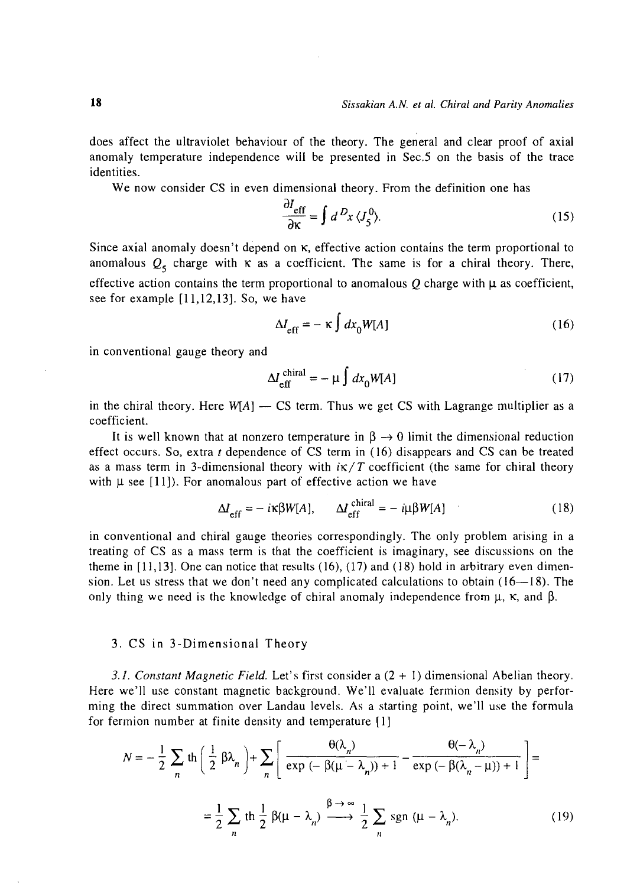does affect the ultraviolet behaviour of the theory. The general and clear proof of axial anomaly temperature independence will be presented in Sec.5 on the basis of the trace identities.

We now consider CS in even dimensional theory. From the definition one has

$$\frac{\partial I_{\text{eff}}}{\partial \kappa} = \int d^D x \, \langle J_5^0 \rangle. \tag{15}$$

Since axial anomaly doesn't depend on $\kappa$, effective action contains the term proportional to anomalous $Q_5$ charge with $\kappa$ as a coefficient. The same is for a chiral theory. There, effective action contains the term proportional to anomalous $Q$ charge with $\mu$ as coefficient, see for example [11,12,13]. So, we have

$$\Delta I_{\text{eff}} = -\kappa \int dx_0 W[A] \tag{16}$$

in conventional gauge theory and

$$\Delta I_{\text{eff}}^{\text{chiral}} = -\mu \int dx_0 W[A] \tag{17}$$

in the chiral theory. Here $W[A]$ — CS term. Thus we get CS with Lagrange multiplier as a coefficient.

It is well known that at nonzero temperature in $\beta \to 0$ limit the dimensional reduction effect occurs. So, extra $t$ dependence of CS term in (16) disappears and CS can be treated as a mass term in 3-dimensional theory with $i\kappa/T$ coefficient (the same for chiral theory with $\mu$ see [11]). For anomalous part of effective action we have

$$\Delta I_{\text{eff}} = -i\kappa\beta W[A], \qquad \Delta I_{\text{eff}}^{\text{chiral}} = -i\mu\beta W[A] \tag{18}$$

in conventional and chiral gauge theories correspondingly. The only problem arising in a treating of CS as a mass term is that the coefficient is imaginary, see discussions on the theme in [11,13]. One can notice that results (16), (17) and (18) hold in arbitrary even dimension. Let us stress that we don't need any complicated calculations to obtain (16—18). The only thing we need is the knowledge of chiral anomaly independence from $\mu$, $\kappa$, and $\beta$.

## 3. CS in 3-Dimensional Theory

*3.1. Constant Magnetic Field.* Let's first consider a (2 + 1) dimensional Abelian theory. Here we'll use constant magnetic background. We'll evaluate fermion density by performing the direct summation over Landau levels. As a starting point, we'll use the formula for fermion number at finite density and temperature [1]

$$N = -\frac{1}{2}\sum_n \text{th}\left(\frac{1}{2}\beta\lambda_n\right) + \sum_n \left[\frac{\theta(\lambda_n)}{\exp(-\beta(\mu-\lambda_n))+1} - \frac{\theta(-\lambda_n)}{\exp(-\beta(\lambda_n-\mu))+1}\right] =$$

$$= \frac{1}{2}\sum_n \text{th}\,\frac{1}{2}\beta(\mu-\lambda_n) \xrightarrow{\beta\to\infty} \frac{1}{2}\sum_n \text{sgn}\,(\mu-\lambda_n). \tag{19}$$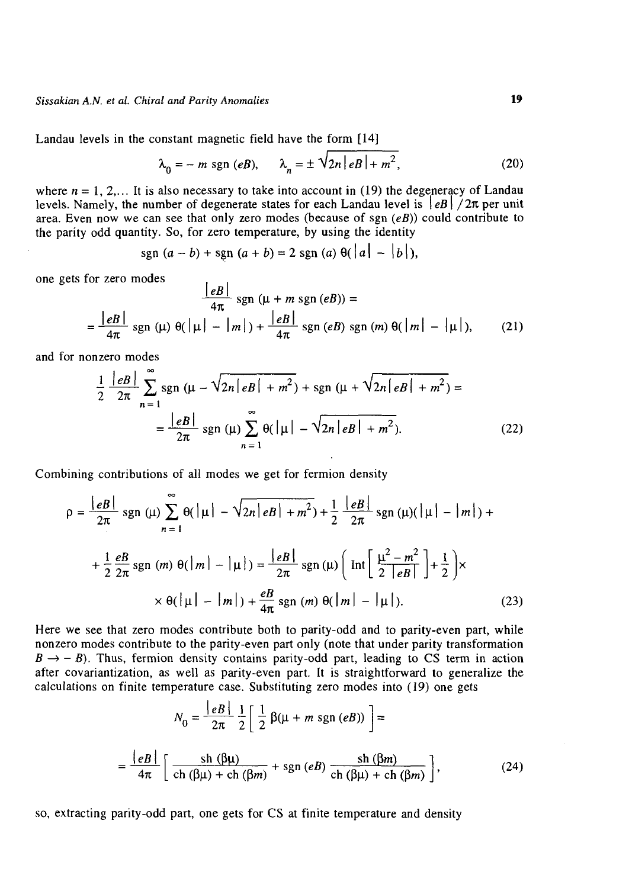Landau levels in the constant magnetic field have the form [14]

$$\lambda_0 = - m \operatorname{sgn}(eB), \qquad \lambda_n = \pm \sqrt{2n|eB| + m^2}, \tag{20}$$

where $n = 1, 2, \ldots$ It is also necessary to take into account in (19) the degeneracy of Landau levels. Namely, the number of degenerate states for each Landau level is $|eB|/2\pi$ per unit area. Even now we can see that only zero modes (because of sgn $(eB)$) could contribute to the parity odd quantity. So, for zero temperature, by using the identity

$$\operatorname{sgn}(a - b) + \operatorname{sgn}(a + b) = 2 \operatorname{sgn}(a)\, \theta(|a| - |b|),$$

one gets for zero modes

$$\frac{|eB|}{4\pi} \operatorname{sgn}(\mu + m \operatorname{sgn}(eB)) =$$

$$= \frac{|eB|}{4\pi} \operatorname{sgn}(\mu)\, \theta(|\mu| - |m|) + \frac{|eB|}{4\pi} \operatorname{sgn}(eB) \operatorname{sgn}(m)\, \theta(|m| - |\mu|), \tag{21}$$

and for nonzero modes

$$\frac{1}{2} \frac{|eB|}{2\pi} \sum_{n=1}^{\infty} \operatorname{sgn}(\mu - \sqrt{2n|eB| + m^2}) + \operatorname{sgn}(\mu + \sqrt{2n|eB| + m^2}) =$$

$$= \frac{|eB|}{2\pi} \operatorname{sgn}(\mu) \sum_{n=1}^{\infty} \theta(|\mu| - \sqrt{2n|eB| + m^2}). \tag{22}$$

Combining contributions of all modes we get for fermion density

$$\rho = \frac{|eB|}{2\pi} \operatorname{sgn}(\mu) \sum_{n=1}^{\infty} \theta(|\mu| - \sqrt{2n|eB| + m^2}) + \frac{1}{2} \frac{|eB|}{2\pi} \operatorname{sgn}(\mu)(|\mu| - |m|) +$$

$$+ \frac{1}{2} \frac{eB}{2\pi} \operatorname{sgn}(m)\, \theta(|m| - |\mu|) = \frac{|eB|}{2\pi} \operatorname{sgn}(\mu) \left( \operatorname{Int}\left[ \frac{\mu^2 - m^2}{2\,|eB|} \right] + \frac{1}{2} \right) \times$$

$$\times\, \theta(|\mu| - |m|) + \frac{eB}{4\pi} \operatorname{sgn}(m)\, \theta(|m| - |\mu|). \tag{23}$$

Here we see that zero modes contribute both to parity-odd and to parity-even part, while nonzero modes contribute to the parity-even part only (note that under parity transformation $B \to -B$). Thus, fermion density contains parity-odd part, leading to CS term in action after covariantization, as well as parity-even part. It is straightforward to generalize the calculations on finite temperature case. Substituting zero modes into (19) one gets

$$N_0 = \frac{|eB|}{2\pi} \frac{1}{2} \left[ \frac{1}{2} \beta(\mu + m \operatorname{sgn}(eB)) \right] =$$

$$= \frac{|eB|}{4\pi} \left[ \frac{\operatorname{sh}(\beta\mu)}{\operatorname{ch}(\beta\mu) + \operatorname{ch}(\beta m)} + \operatorname{sgn}(eB) \frac{\operatorname{sh}(\beta m)}{\operatorname{ch}(\beta\mu) + \operatorname{ch}(\beta m)} \right], \tag{24}$$

so, extracting parity-odd part, one gets for CS at finite temperature and density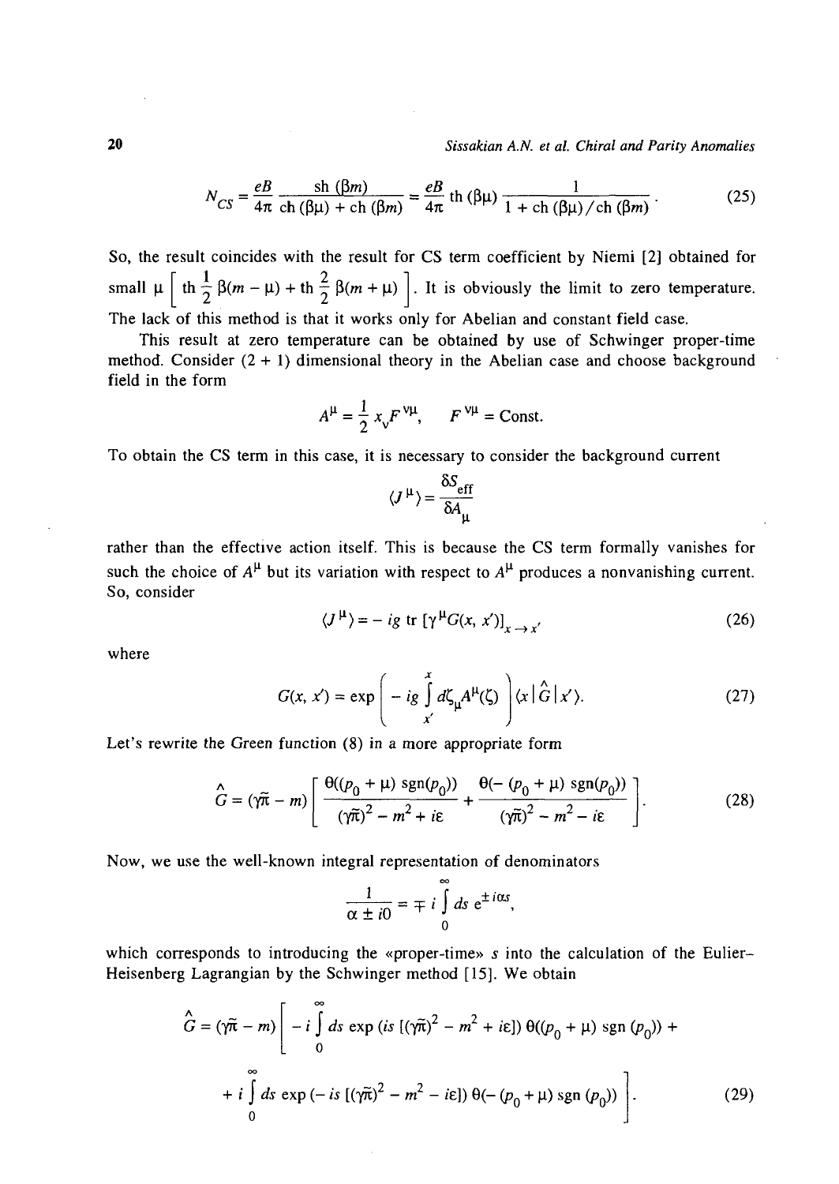$$N_{CS} = \frac{eB}{4\pi} \frac{\mathrm{sh}\,(\beta m)}{\mathrm{ch}\,(\beta\mu) + \mathrm{ch}\,(\beta m)} = \frac{eB}{4\pi}\,\mathrm{th}\,(\beta\mu)\,\frac{1}{1 + \mathrm{ch}\,(\beta\mu)/\mathrm{ch}\,(\beta m)}. \tag{25}$$

So, the result coincides with the result for CS term coefficient by Niemi [2] obtained for small $\mu$ $\left[\,\mathrm{th}\,\frac{1}{2}\,\beta(m-\mu) + \mathrm{th}\,\frac{2}{2}\,\beta(m+\mu)\,\right]$. It is obviously the limit to zero temperature. The lack of this method is that it works only for Abelian and constant field case.

This result at zero temperature can be obtained by use of Schwinger proper-time method. Consider (2 + 1) dimensional theory in the Abelian case and choose background field in the form

$$A^{\mu} = \frac{1}{2}\,x_{\nu}F^{\nu\mu}, \qquad F^{\nu\mu} = \mathrm{Const}.$$

To obtain the CS term in this case, it is necessary to consider the background current

$$\langle J^{\mu}\rangle = \frac{\delta S_{\mathrm{eff}}}{\delta A_{\mu}}$$

rather than the effective action itself. This is because the CS term formally vanishes for such the choice of $A^{\mu}$ but its variation with respect to $A^{\mu}$ produces a nonvanishing current. So, consider

$$\langle J^{\mu}\rangle = -\,ig\ \mathrm{tr}\,[\gamma^{\mu}G(x, x')]_{x\to x'} \tag{26}$$

where

$$G(x, x') = \exp\left(-\,ig\int_{x'}^{x} d\zeta_{\mu}A^{\mu}(\zeta)\right)\langle x\,|\,\hat{G}\,|\,x'\rangle. \tag{27}$$

Let's rewrite the Green function (8) in a more appropriate form

$$\hat{G} = (\gamma\tilde{\pi} - m)\left[\frac{\theta((p_0+\mu)\,\mathrm{sgn}(p_0))}{(\gamma\tilde{\pi})^2 - m^2 + i\varepsilon} + \frac{\theta(-\,(p_0+\mu)\,\mathrm{sgn}(p_0))}{(\gamma\tilde{\pi})^2 - m^2 - i\varepsilon}\right]. \tag{28}$$

Now, we use the well-known integral representation of denominators

$$\frac{1}{\alpha \pm i0} = \mp\, i\int_{0}^{\infty} ds\ e^{\pm i\alpha s},$$

which corresponds to introducing the «proper-time» $s$ into the calculation of the Eulier–Heisenberg Lagrangian by the Schwinger method [15]. We obtain

$$\hat{G} = (\gamma\tilde{\pi} - m)\left[-\,i\int_{0}^{\infty} ds\,\exp\,(is\,[(\gamma\tilde{\pi})^2 - m^2 + i\varepsilon])\,\theta((p_0+\mu)\,\mathrm{sgn}\,(p_0)) + \right.$$

$$\left. +\; i\int_{0}^{\infty} ds\,\exp\,(-\,is\,[(\gamma\tilde{\pi})^2 - m^2 - i\varepsilon])\,\theta(-\,(p_0+\mu)\,\mathrm{sgn}\,(p_0))\right]. \tag{29}$$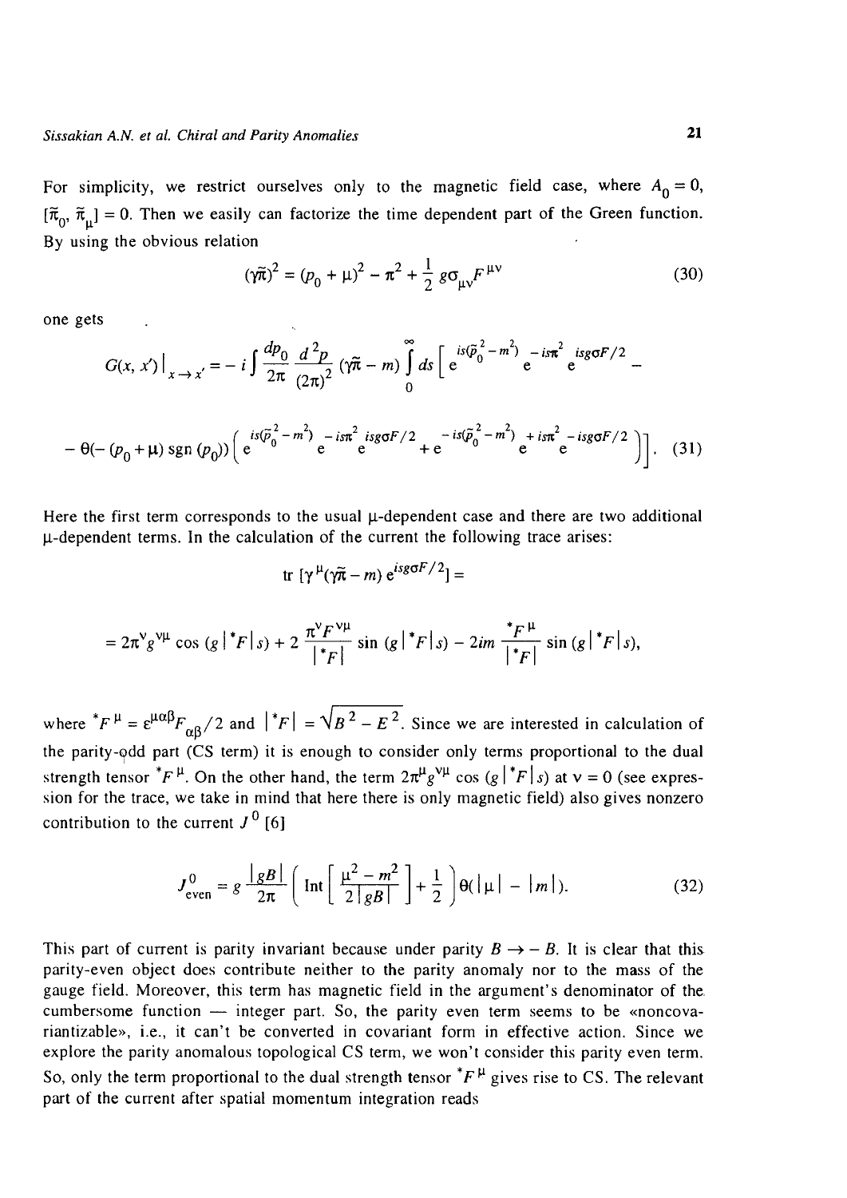For simplicity, we restrict ourselves only to the magnetic field case, where $A_0 = 0$, $[\tilde{\pi}_0, \tilde{\pi}_\mu] = 0$. Then we easily can factorize the time dependent part of the Green function. By using the obvious relation

$$(\gamma\tilde{\pi})^2 = (p_0 + \mu)^2 - \pi^2 + \frac{1}{2} g\sigma_{\mu\nu}F^{\mu\nu} \tag{30}$$

one gets

$$G(x, x')\big|_{x \to x'} = -i \int \frac{dp_0}{2\pi} \frac{d^2p}{(2\pi)^2} (\gamma\tilde{\pi} - m) \int_0^\infty ds \Big[ e^{is(\tilde{p}_0^2 - m^2)} e^{-is\pi^2} e^{isg\sigma F/2} -$$

$$- \theta(-(p_0 + \mu)\,\mathrm{sgn}\,(p_0)) \left( e^{is(\tilde{p}_0^2 - m^2)} e^{-is\pi^2} e^{isg\sigma F/2} + e^{-is(\tilde{p}_0^2 - m^2)} e^{+is\pi^2} e^{-isg\sigma F/2} \right) \Big]. \tag{31}$$

Here the first term corresponds to the usual $\mu$-dependent case and there are two additional $\mu$-dependent terms. In the calculation of the current the following trace arises:

$$\mathrm{tr}\,[\gamma^\mu(\gamma\tilde{\pi} - m)\, e^{isg\sigma F/2}] =$$

$$= 2\pi^\nu g^{\nu\mu} \cos(g\,|{}^*F|\,s) + 2\,\frac{\pi^\nu F^{\nu\mu}}{|{}^*F|} \sin(g\,|{}^*F|\,s) - 2im\,\frac{{}^*F^\mu}{|{}^*F|} \sin(g\,|{}^*F|\,s),$$

where ${}^*F^\mu = \varepsilon^{\mu\alpha\beta}F_{\alpha\beta}/2$ and $|{}^*F| = \sqrt{B^2 - E^2}$. Since we are interested in calculation of the parity-odd part (CS term) it is enough to consider only terms proportional to the dual strength tensor ${}^*F^\mu$. On the other hand, the term $2\pi^\mu g^{\nu\mu} \cos(g\,|{}^*F|\,s)$ at $\nu = 0$ (see expression for the trace, we take in mind that here there is only magnetic field) also gives nonzero contribution to the current $J^0$ [6]

$$J^0_{\text{even}} = g\,\frac{|gB|}{2\pi} \left( \mathrm{Int}\left[ \frac{\mu^2 - m^2}{2\,|gB|} \right] + \frac{1}{2} \right) \theta(|\mu| - |m|). \tag{32}$$

This part of current is parity invariant because under parity $B \to -B$. It is clear that this parity-even object does contribute neither to the parity anomaly nor to the mass of the gauge field. Moreover, this term has magnetic field in the argument's denominator of the cumbersome function — integer part. So, the parity even term seems to be «noncovariantizable», i.e., it can't be converted in covariant form in effective action. Since we explore the parity anomalous topological CS term, we won't consider this parity even term. So, only the term proportional to the dual strength tensor ${}^*F^\mu$ gives rise to CS. The relevant part of the current after spatial momentum integration reads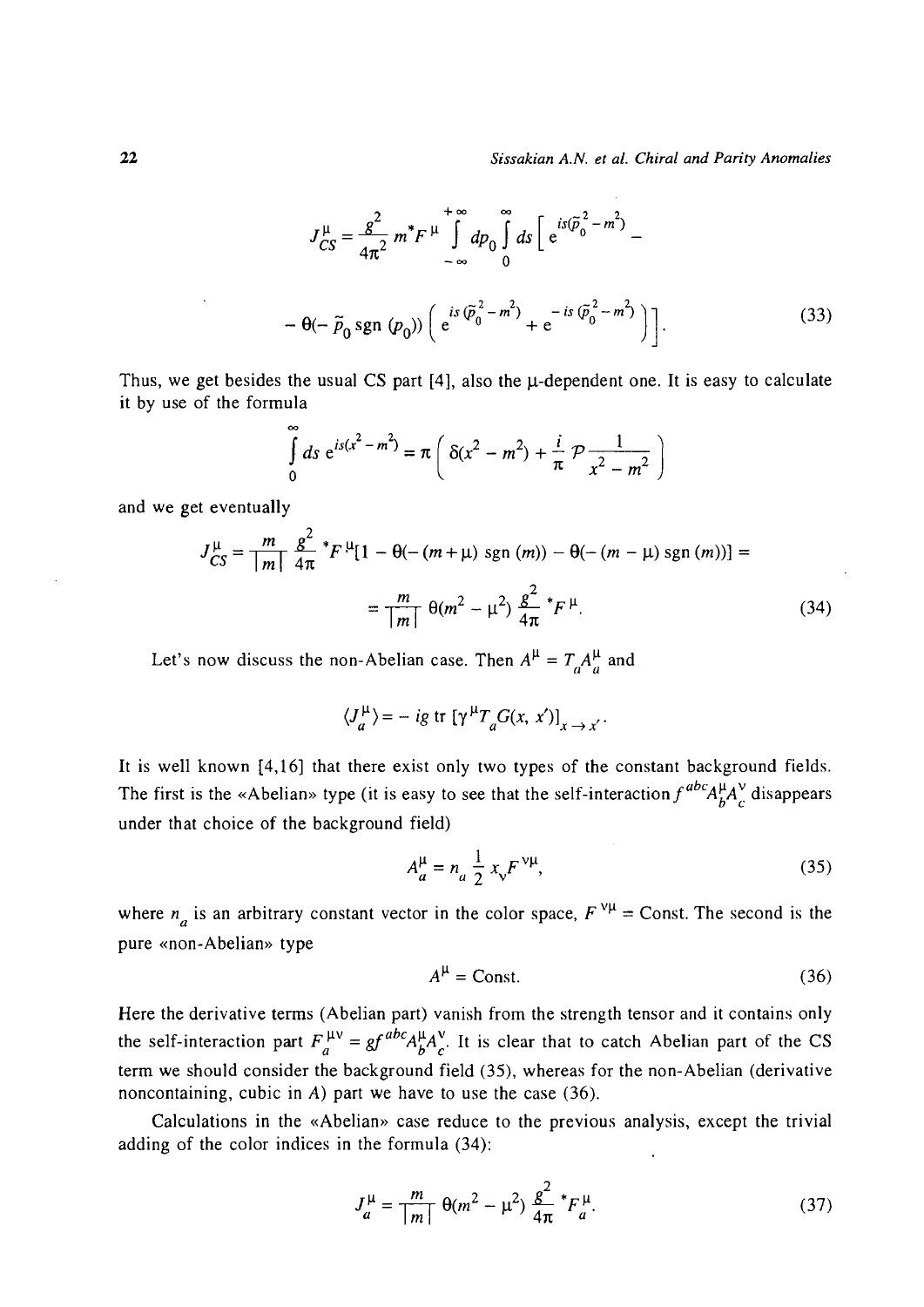$$J^{\mu}_{CS} = \frac{g^2}{4\pi^2} m^* F^{\mu} \int\limits_{-\infty}^{+\infty} dp_0 \int\limits_0^{\infty} ds \Big[ e^{is(\tilde{p}_0^2 - m^2)} -$$

$$- \theta(-\tilde{p}_0 \,\mathrm{sgn}\,(p_0)) \left( e^{is(\tilde{p}_0^2 - m^2)} + e^{-is(\tilde{p}_0^2 - m^2)} \right) \Big]. \tag{33}$$

Thus, we get besides the usual CS part [4], also the $\mu$-dependent one. It is easy to calculate it by use of the formula

$$\int\limits_0^{\infty} ds \, e^{is(x^2 - m^2)} = \pi \left( \delta(x^2 - m^2) + \frac{i}{\pi} \mathcal{P} \frac{1}{x^2 - m^2} \right)$$

and we get eventually

$$J^{\mu}_{CS} = \frac{m}{|m|} \frac{g^2}{4\pi} {}^*F^{\mu} [1 - \theta(-(m+\mu) \,\mathrm{sgn}\,(m)) - \theta(-(m-\mu) \,\mathrm{sgn}\,(m))] =$$

$$= \frac{m}{|m|} \theta(m^2 - \mu^2) \frac{g^2}{4\pi} {}^*F^{\mu}. \tag{34}$$

Let's now discuss the non-Abelian case. Then $A^{\mu} = T_a A^{\mu}_a$ and

$$\langle J^{\mu}_a \rangle = -ig \,\mathrm{tr}\, [\gamma^{\mu} T_a G(x, x')]_{x \to x'}.$$

It is well known [4,16] that there exist only two types of the constant background fields. The first is the «Abelian» type (it is easy to see that the self-interaction $f^{abc} A^{\mu}_b A^{\nu}_c$ disappears under that choice of the background field)

$$A^{\mu}_a = n_a \frac{1}{2} x_{\nu} F^{\nu\mu}, \tag{35}$$

where $n_a$ is an arbitrary constant vector in the color space, $F^{\nu\mu} = \mathrm{Const}$. The second is the pure «non-Abelian» type

$$A^{\mu} = \mathrm{Const}. \tag{36}$$

Here the derivative terms (Abelian part) vanish from the strength tensor and it contains only the self-interaction part $F^{\mu\nu}_a = g f^{abc} A^{\mu}_b A^{\nu}_c$. It is clear that to catch Abelian part of the CS term we should consider the background field (35), whereas for the non-Abelian (derivative noncontaining, cubic in $A$) part we have to use the case (36).

Calculations in the «Abelian» case reduce to the previous analysis, except the trivial adding of the color indices in the formula (34):

$$J^{\mu}_a = \frac{m}{|m|} \theta(m^2 - \mu^2) \frac{g^2}{4\pi} {}^*F^{\mu}_a. \tag{37}$$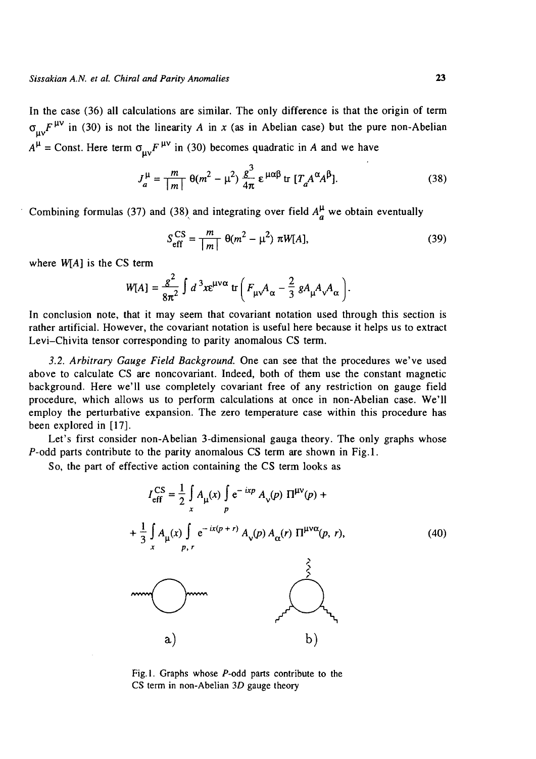In the case (36) all calculations are similar. The only difference is that the origin of term $\sigma_{\mu\nu}F^{\mu\nu}$ in (30) is not the linearity $A$ in $x$ (as in Abelian case) but the pure non-Abelian $A^\mu = \text{Const}$. Here term $\sigma_{\mu\nu}F^{\mu\nu}$ in (30) becomes quadratic in $A$ and we have

$$J_a^\mu = \frac{m}{|m|}\,\theta(m^2 - \mu^2)\,\frac{g^3}{4\pi}\,\varepsilon^{\mu\alpha\beta}\,\mathrm{tr}\,[T_a A^\alpha A^\beta]. \tag{38}$$

Combining formulas (37) and (38) and integrating over field $A_a^\mu$ we obtain eventually

$$S_{\text{eff}}^{\text{CS}} = \frac{m}{|m|}\,\theta(m^2 - \mu^2)\,\pi W[A], \tag{39}$$

where $W[A]$ is the CS term

$$W[A] = \frac{g^2}{8\pi^2}\int d^3x\varepsilon^{\mu\nu\alpha}\,\mathrm{tr}\left(F_{\mu\nu}A_\alpha - \frac{2}{3}\,gA_\mu A_\nu A_\alpha\right).$$

In conclusion note, that it may seem that covariant notation used through this section is rather artificial. However, the covariant notation is useful here because it helps us to extract Levi–Chivita tensor corresponding to parity anomalous CS term.

*3.2. Arbitrary Gauge Field Background.* One can see that the procedures we've used above to calculate CS are noncovariant. Indeed, both of them use the constant magnetic background. Here we'll use completely covariant free of any restriction on gauge field procedure, which allows us to perform calculations at once in non-Abelian case. We'll employ the perturbative expansion. The zero temperature case within this procedure has been explored in [17].

Let's first consider non-Abelian 3-dimensional gauga theory. The only graphs whose $P$-odd parts contribute to the parity anomalous CS term are shown in Fig.1.

So, the part of effective action containing the CS term looks as

$$I_{\text{eff}}^{\text{CS}} = \frac{1}{2}\int\limits_x A_\mu(x)\int\limits_p e^{-ixp}A_\nu(p)\,\Pi^{\mu\nu}(p) +$$
$$+\,\frac{1}{3}\int\limits_x A_\mu(x)\int\limits_{p,r} e^{-ix(p+r)}A_\nu(p)\,A_\alpha(r)\,\Pi^{\mu\nu\alpha}(p,r), \tag{40}$$

Fig.1. Graphs whose $P$-odd parts contribute to the CS term in non-Abelian $3D$ gauge theory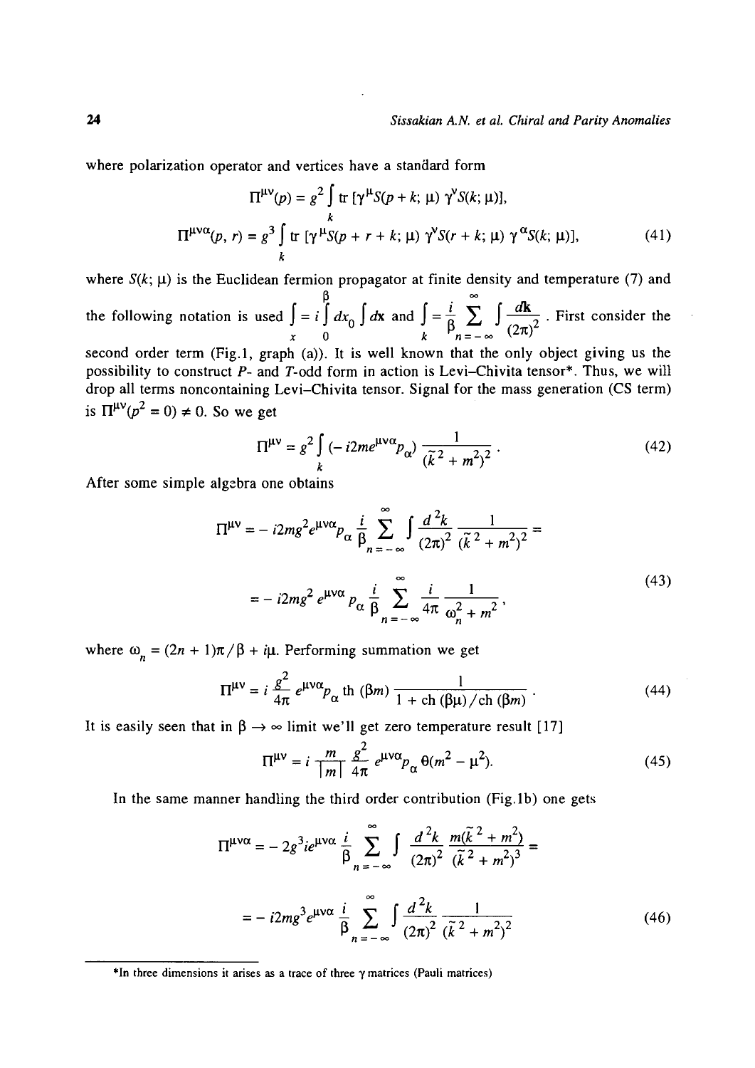where polarization operator and vertices have a standard form

$$\Pi^{\mu\nu}(p) = g^2 \int_k \mathrm{tr}\,[\gamma^{\mu} S(p+k;\mu)\,\gamma^{\nu} S(k;\mu)],$$

$$\Pi^{\mu\nu\alpha}(p,r) = g^3 \int_k \mathrm{tr}\,[\gamma^{\mu} S(p+r+k;\mu)\,\gamma^{\nu} S(r+k;\mu)\,\gamma^{\alpha} S(k;\mu)], \tag{41}$$

where $S(k;\mu)$ is the Euclidean fermion propagator at finite density and temperature (7) and the following notation is used $\int_x = i\int_0^{\beta} dx_0 \int d\mathbf{x}$ and $\int_k = \frac{i}{\beta}\sum_{n=-\infty}^{\infty}\int \frac{d\mathbf{k}}{(2\pi)^2}$. First consider the second order term (Fig.1, graph (a)). It is well known that the only object giving us the possibility to construct $P$- and $T$-odd form in action is Levi–Chivita tensor*. Thus, we will drop all terms noncontaining Levi–Chivita tensor. Signal for the mass generation (CS term) is $\Pi^{\mu\nu}(p^2=0) \neq 0$. So we get

$$\Pi^{\mu\nu} = g^2 \int_k (-i2me^{\mu\nu\alpha}p_{\alpha})\frac{1}{(\tilde{k}^2+m^2)^2}. \tag{42}$$

After some simple algebra one obtains

$$\Pi^{\mu\nu} = -i2mg^2 e^{\mu\nu\alpha}p_{\alpha}\frac{i}{\beta}\sum_{n=-\infty}^{\infty}\int \frac{d^2k}{(2\pi)^2}\frac{1}{(\tilde{k}^2+m^2)^2} =$$

$$= -i2mg^2 e^{\mu\nu\alpha}p_{\alpha}\frac{i}{\beta}\sum_{n=-\infty}^{\infty}\frac{i}{4\pi}\frac{1}{\omega_n^2+m^2}, \tag{43}$$

where $\omega_n = (2n+1)\pi/\beta + i\mu$. Performing summation we get

$$\Pi^{\mu\nu} = i\frac{g^2}{4\pi}e^{\mu\nu\alpha}p_{\alpha}\,\mathrm{th}\,(\beta m)\frac{1}{1+\mathrm{ch}\,(\beta\mu)/\mathrm{ch}\,(\beta m)}. \tag{44}$$

It is easily seen that in $\beta \to \infty$ limit we'll get zero temperature result [17]

$$\Pi^{\mu\nu} = i\frac{m}{|m|}\frac{g^2}{4\pi}e^{\mu\nu\alpha}p_{\alpha}\,\theta(m^2-\mu^2). \tag{45}$$

In the same manner handling the third order contribution (Fig.1b) one gets

$$\Pi^{\mu\nu\alpha} = -2g^3 ie^{\mu\nu\alpha}\frac{i}{\beta}\sum_{n=-\infty}^{\infty}\int \frac{d^2k}{(2\pi)^2}\frac{m(\tilde{k}^2+m^2)}{(\tilde{k}^2+m^2)^3} =$$

$$= -i2mg^3 e^{\mu\nu\alpha}\frac{i}{\beta}\sum_{n=-\infty}^{\infty}\int \frac{d^2k}{(2\pi)^2}\frac{1}{(\tilde{k}^2+m^2)^2} \tag{46}$$

*In three dimensions it arises as a trace of three $\gamma$ matrices (Pauli matrices)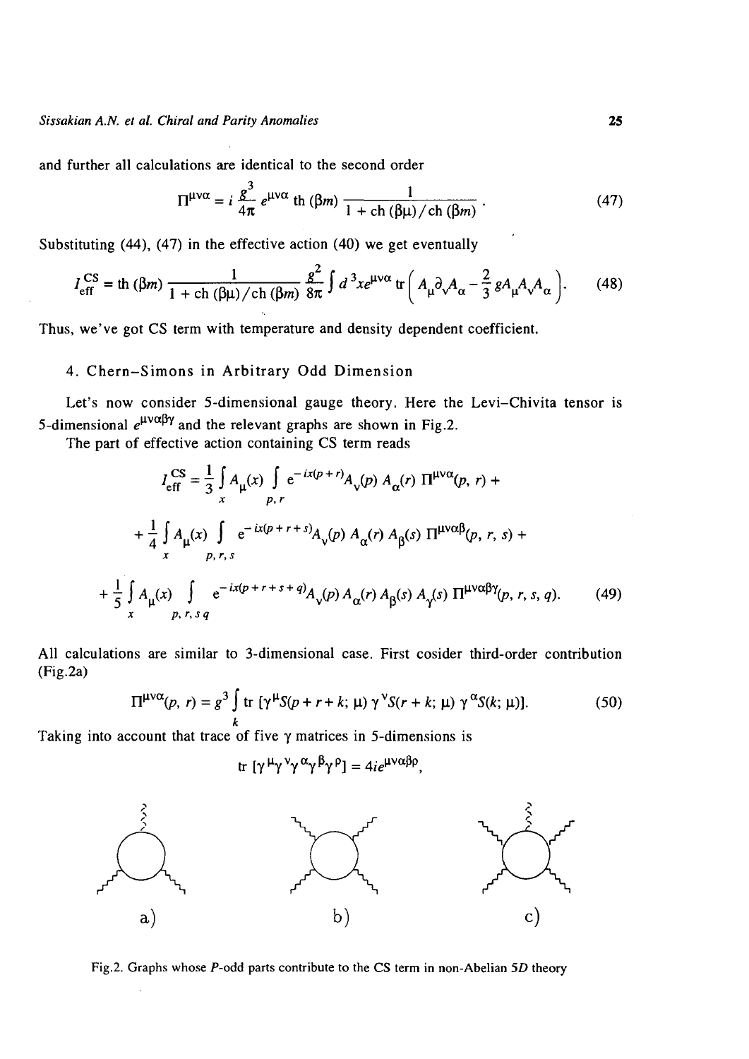and further all calculations are identical to the second order

$$\Pi^{\mu\nu\alpha} = i\,\frac{g^3}{4\pi}\,e^{\mu\nu\alpha}\,\mathrm{th}\,(\beta m)\,\frac{1}{1 + \mathrm{ch}\,(\beta\mu)/\mathrm{ch}\,(\beta m)}\,. \tag{47}$$

Substituting (44), (47) in the effective action (40) we get eventually

$$I_{\mathrm{eff}}^{\mathrm{CS}} = \mathrm{th}\,(\beta m)\,\frac{1}{1 + \mathrm{ch}\,(\beta\mu)/\mathrm{ch}\,(\beta m)}\,\frac{g^2}{8\pi}\int d^3x e^{\mu\nu\alpha}\,\mathrm{tr}\left(A_\mu\partial_\nu A_\alpha - \frac{2}{3}\,g A_\mu A_\nu A_\alpha\right). \tag{48}$$

Thus, we've got CS term with temperature and density dependent coefficient.

## 4. Chern–Simons in Arbitrary Odd Dimension

Let's now consider 5-dimensional gauge theory. Here the Levi-Chivita tensor is 5-dimensional $e^{\mu\nu\alpha\beta\gamma}$ and the relevant graphs are shown in Fig.2.

The part of effective action containing CS term reads

$$\begin{aligned} I_{\mathrm{eff}}^{\mathrm{CS}} &= \frac{1}{3}\int_x A_\mu(x)\int_{p,r} e^{-ix(p+r)} A_\nu(p)\,A_\alpha(r)\,\Pi^{\mu\nu\alpha}(p, r) + \\ &+ \frac{1}{4}\int_x A_\mu(x)\int_{p,r,s} e^{-ix(p+r+s)} A_\nu(p)\,A_\alpha(r)\,A_\beta(s)\,\Pi^{\mu\nu\alpha\beta}(p, r, s) + \\ &+ \frac{1}{5}\int_x A_\mu(x)\int_{p,r,s\,q} e^{-ix(p+r+s+q)} A_\nu(p)\,A_\alpha(r)\,A_\beta(s)\,A_\gamma(s)\,\Pi^{\mu\nu\alpha\beta\gamma}(p, r, s, q). \end{aligned} \tag{49}$$

All calculations are similar to 3-dimensional case. First cosider third-order contribution (Fig.2a)

$$\Pi^{\mu\nu\alpha}(p, r) = g^3\int_k \mathrm{tr}\,[\gamma^\mu S(p + r + k;\,\mu)\,\gamma^\nu S(r + k;\,\mu)\,\gamma^\alpha S(k;\,\mu)]. \tag{50}$$

Taking into account that trace of five $\gamma$ matrices in 5-dimensions is

$$\mathrm{tr}\,[\gamma^\mu\gamma^\nu\gamma^\alpha\gamma^\beta\gamma^\rho] = 4ie^{\mu\nu\alpha\beta\rho},$$

a) b) c)

Fig.2. Graphs whose $P$-odd parts contribute to the CS term in non-Abelian $5D$ theory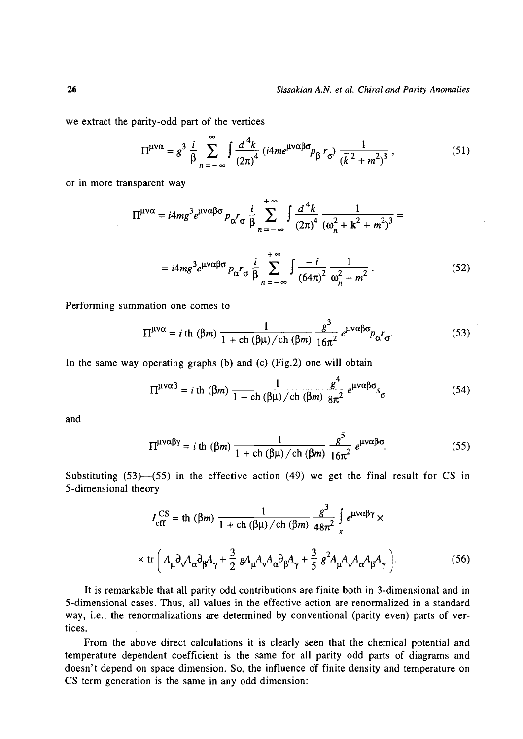we extract the parity-odd part of the vertices

$$\Pi^{\mu\nu\alpha} = g^3 \frac{i}{\beta} \sum_{n=-\infty}^{\infty} \int \frac{d^4k}{(2\pi)^4} (i4me^{\mu\nu\alpha\beta\sigma} p_\beta r_\sigma) \frac{1}{(\tilde{k}^2 + m^2)^3}, \tag{51}$$

or in more transparent way

$$\Pi^{\mu\nu\alpha} = i4mg^3 e^{\mu\nu\alpha\beta\sigma} p_\alpha r_\sigma \frac{i}{\beta} \sum_{n=-\infty}^{+\infty} \int \frac{d^4k}{(2\pi)^4} \frac{1}{(\omega_n^2 + \mathbf{k}^2 + m^2)^3} =$$

$$= i4mg^3 e^{\mu\nu\alpha\beta\sigma} p_\alpha r_\sigma \frac{i}{\beta} \sum_{n=-\infty}^{+\infty} \int \frac{-i}{(64\pi)^2} \frac{1}{\omega_n^2 + m^2}. \tag{52}$$

Performing summation one comes to

$$\Pi^{\mu\nu\alpha} = i \,\mathrm{th}\,(\beta m) \frac{1}{1 + \mathrm{ch}\,(\beta\mu)/\mathrm{ch}\,(\beta m)} \frac{g^3}{16\pi^2} e^{\mu\nu\alpha\beta\sigma} p_\alpha r_\sigma. \tag{53}$$

In the same way operating graphs (b) and (c) (Fig.2) one will obtain

$$\Pi^{\mu\nu\alpha\beta} = i \,\mathrm{th}\,(\beta m) \frac{1}{1 + \mathrm{ch}\,(\beta\mu)/\mathrm{ch}\,(\beta m)} \frac{g^4}{8\pi^2} e^{\mu\nu\alpha\beta\sigma} s_\sigma \tag{54}$$

and

$$\Pi^{\mu\nu\alpha\beta\gamma} = i \,\mathrm{th}\,(\beta m) \frac{1}{1 + \mathrm{ch}\,(\beta\mu)/\mathrm{ch}\,(\beta m)} \frac{g^5}{16\pi^2} e^{\mu\nu\alpha\beta\sigma}. \tag{55}$$

Substituting (53)—(55) in the effective action (49) we get the final result for CS in 5-dimensional theory

$$I_{\mathrm{eff}}^{\mathrm{CS}} = \mathrm{th}\,(\beta m) \frac{1}{1 + \mathrm{ch}\,(\beta\mu)/\mathrm{ch}\,(\beta m)} \frac{g^3}{48\pi^2} \int_x e^{\mu\nu\alpha\beta\gamma} \times$$

$$\times \,\mathrm{tr}\left( A_\mu \partial_\nu A_\alpha \partial_\beta A_\gamma + \frac{3}{2} g A_\mu A_\nu A_\alpha \partial_\beta A_\gamma + \frac{3}{5} g^2 A_\mu A_\nu A_\alpha A_\beta A_\gamma \right). \tag{56}$$

It is remarkable that all parity odd contributions are finite both in 3-dimensional and in 5-dimensional cases. Thus, all values in the effective action are renormalized in a standard way, i.e., the renormalizations are determined by conventional (parity even) parts of vertices.

From the above direct calculations it is clearly seen that the chemical potential and temperature dependent coefficient is the same for all parity odd parts of diagrams and doesn't depend on space dimension. So, the influence of finite density and temperature on CS term generation is the same in any odd dimension: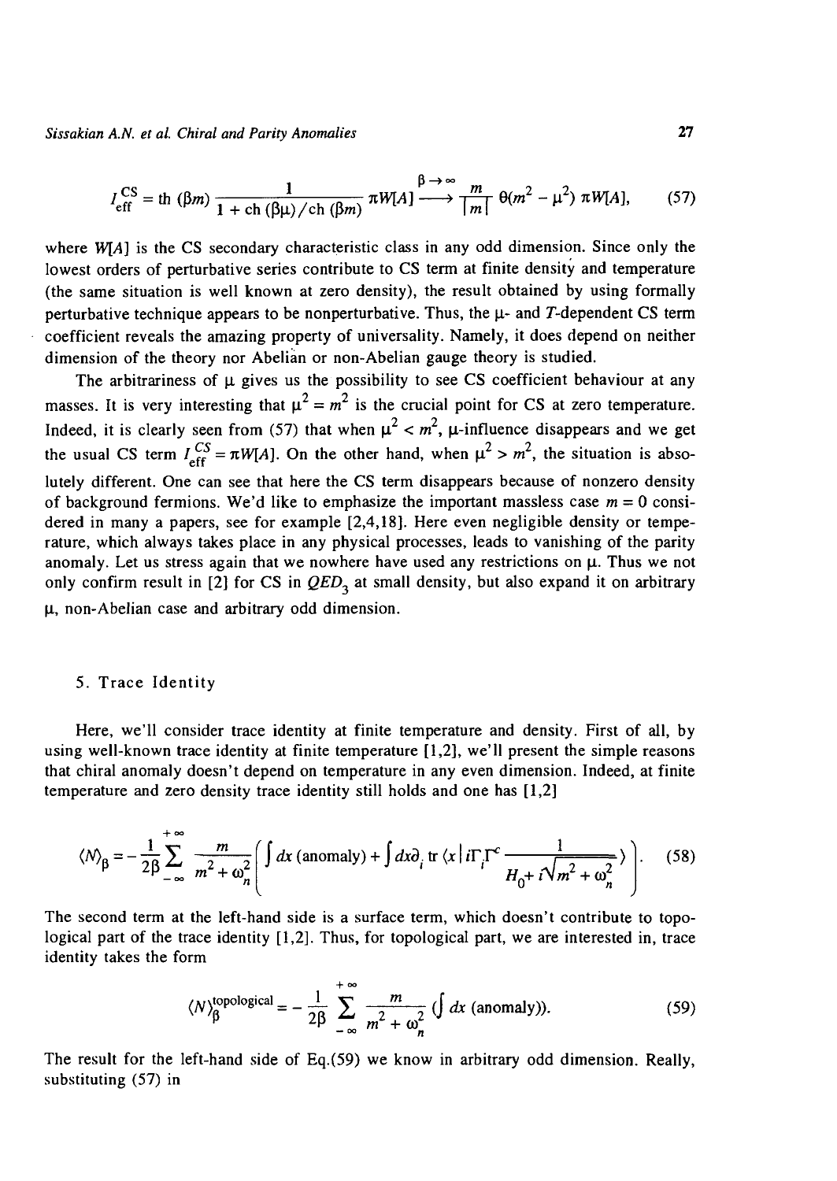$$I_{\rm eff}^{CS} = \text{th}\,(\beta m)\,\frac{1}{1 + \text{ch}\,(\beta\mu)/\text{ch}\,(\beta m)}\,\pi W[A] \xrightarrow{\beta \to \infty} \frac{m}{|m|}\,\theta(m^2 - \mu^2)\,\pi W[A], \tag{57}$$

where $W[A]$ is the CS secondary characteristic class in any odd dimension. Since only the lowest orders of perturbative series contribute to CS term at finite density and temperature (the same situation is well known at zero density), the result obtained by using formally perturbative technique appears to be nonperturbative. Thus, the $\mu$- and $T$-dependent CS term coefficient reveals the amazing property of universality. Namely, it does depend on neither dimension of the theory nor Abelian or non-Abelian gauge theory is studied.

The arbitrariness of $\mu$ gives us the possibility to see CS coefficient behaviour at any masses. It is very interesting that $\mu^2 = m^2$ is the crucial point for CS at zero temperature. Indeed, it is clearly seen from (57) that when $\mu^2 < m^2$, $\mu$-influence disappears and we get the usual CS term $I_{\rm eff}^{CS} = \pi W[A]$. On the other hand, when $\mu^2 > m^2$, the situation is absolutely different. One can see that here the CS term disappears because of nonzero density of background fermions. We'd like to emphasize the important massless case $m = 0$ considered in many a papers, see for example [2,4,18]. Here even negligible density or temperature, which always takes place in any physical processes, leads to vanishing of the parity anomaly. Let us stress again that we nowhere have used any restrictions on $\mu$. Thus we not only confirm result in [2] for CS in $QED_3$ at small density, but also expand it on arbitrary $\mu$, non-Abelian case and arbitrary odd dimension.

## 5. Trace Identity

Here, we'll consider trace identity at finite temperature and density. First of all, by using well-known trace identity at finite temperature [1,2], we'll present the simple reasons that chiral anomaly doesn't depend on temperature in any even dimension. Indeed, at finite temperature and zero density trace identity still holds and one has [1,2]

$$\langle N \rangle_\beta = -\frac{1}{2\beta}\sum_{-\infty}^{+\infty} \frac{m}{m^2 + \omega_n^2}\left( \int dx\,(\text{anomaly}) + \int dx \partial_i \,\text{tr}\,\langle x \,|\, i\Gamma_i \Gamma^c \frac{1}{H_0 + i\sqrt{m^2 + \omega_n^2}} \rangle \right). \tag{58}$$

The second term at the left-hand side is a surface term, which doesn't contribute to topological part of the trace identity [1,2]. Thus, for topological part, we are interested in, trace identity takes the form

$$\langle N \rangle_\beta^{\rm topological} = -\frac{1}{2\beta}\sum_{-\infty}^{+\infty} \frac{m}{m^2 + \omega_n^2}\left(\int dx\,(\text{anomaly})\right). \tag{59}$$

The result for the left-hand side of Eq.(59) we know in arbitrary odd dimension. Really, substituting (57) in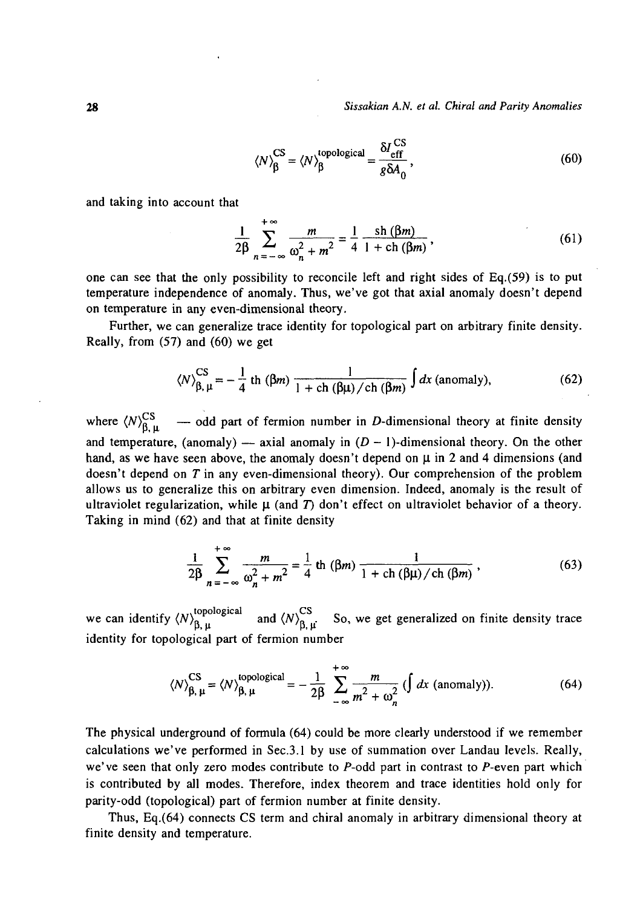$$\langle N \rangle_\beta^{\rm CS} = \langle N \rangle_\beta^{\rm topological} = \frac{\delta I_{\rm eff}^{\rm CS}}{g \delta A_0}, \tag{60}$$

and taking into account that

$$\frac{1}{2\beta} \sum_{n=-\infty}^{+\infty} \frac{m}{\omega_n^2 + m^2} = \frac{1}{4} \frac{\operatorname{sh}(\beta m)}{1 + \operatorname{ch}(\beta m)}, \tag{61}$$

one can see that the only possibility to reconcile left and right sides of Eq.(59) is to put temperature independence of anomaly. Thus, we've got that axial anomaly doesn't depend on temperature in any even-dimensional theory.

Further, we can generalize trace identity for topological part on arbitrary finite density. Really, from (57) and (60) we get

$$\langle N \rangle_{\beta, \mu}^{\rm CS} = -\frac{1}{4} \operatorname{th}(\beta m) \frac{1}{1 + \operatorname{ch}(\beta\mu)/\operatorname{ch}(\beta m)} \int dx \, (\text{anomaly}), \tag{62}$$

where $\langle N \rangle_{\beta, \mu}^{\rm CS}$ — odd part of fermion number in $D$-dimensional theory at finite density and temperature, (anomaly) — axial anomaly in $(D-1)$-dimensional theory. On the other hand, as we have seen above, the anomaly doesn't depend on $\mu$ in 2 and 4 dimensions (and doesn't depend on $T$ in any even-dimensional theory). Our comprehension of the problem allows us to generalize this on arbitrary even dimension. Indeed, anomaly is the result of ultraviolet regularization, while $\mu$ (and $T$) don't effect on ultraviolet behavior of a theory. Taking in mind (62) and that at finite density

$$\frac{1}{2\beta} \sum_{n=-\infty}^{+\infty} \frac{m}{\omega_n^2 + m^2} = \frac{1}{4} \operatorname{th}(\beta m) \frac{1}{1 + \operatorname{ch}(\beta\mu)/\operatorname{ch}(\beta m)}, \tag{63}$$

we can identify $\langle N \rangle_{\beta, \mu}^{\rm topological}$ and $\langle N \rangle_{\beta, \mu}^{\rm CS}$. So, we get generalized on finite density trace identity for topological part of fermion number

$$\langle N \rangle_{\beta, \mu}^{\rm CS} = \langle N \rangle_{\beta, \mu}^{\rm topological} = -\frac{1}{2\beta} \sum_{-\infty}^{+\infty} \frac{m}{m^2 + \omega_n^2} \left(\int dx \, (\text{anomaly})\right). \tag{64}$$

The physical underground of formula (64) could be more clearly understood if we remember calculations we've performed in Sec.3.1 by use of summation over Landau levels. Really, we've seen that only zero modes contribute to $P$-odd part in contrast to $P$-even part which is contributed by all modes. Therefore, index theorem and trace identities hold only for parity-odd (topological) part of fermion number at finite density.

Thus, Eq.(64) connects CS term and chiral anomaly in arbitrary dimensional theory at finite density and temperature.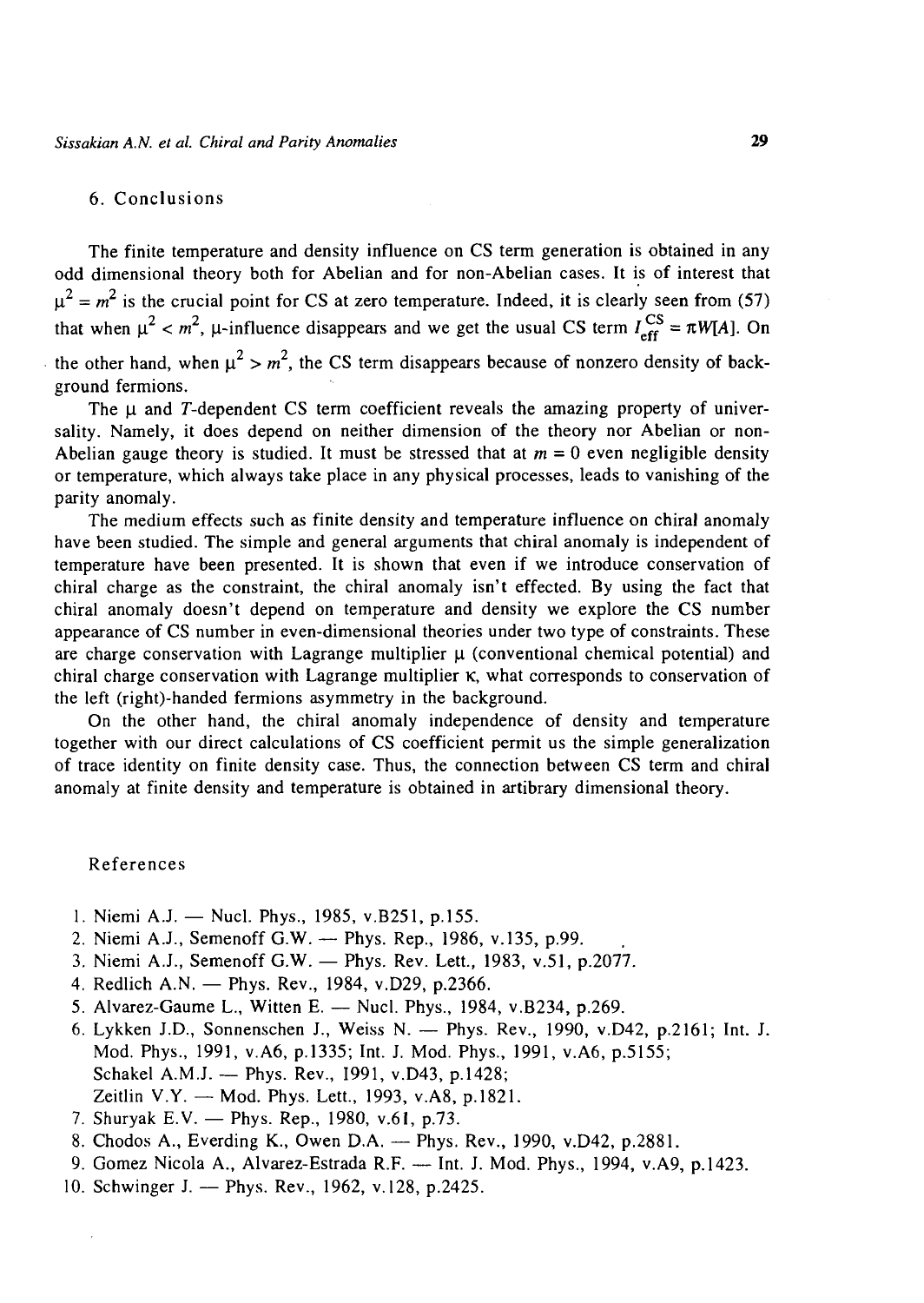## 6. Conclusions

The finite temperature and density influence on CS term generation is obtained in any odd dimensional theory both for Abelian and for non-Abelian cases. It is of interest that $\mu^2 = m^2$ is the crucial point for CS at zero temperature. Indeed, it is clearly seen from (57) that when $\mu^2 < m^2$, $\mu$-influence disappears and we get the usual CS term $I_{\text{eff}}^{\text{CS}} = \pi W[A]$. On the other hand, when $\mu^2 > m^2$, the CS term disappears because of nonzero density of background fermions.

The $\mu$ and $T$-dependent CS term coefficient reveals the amazing property of universality. Namely, it does depend on neither dimension of the theory nor Abelian or non-Abelian gauge theory is studied. It must be stressed that at $m = 0$ even negligible density or temperature, which always take place in any physical processes, leads to vanishing of the parity anomaly.

The medium effects such as finite density and temperature influence on chiral anomaly have been studied. The simple and general arguments that chiral anomaly is independent of temperature have been presented. It is shown that even if we introduce conservation of chiral charge as the constraint, the chiral anomaly isn't effected. By using the fact that chiral anomaly doesn't depend on temperature and density we explore the CS number appearance of CS number in even-dimensional theories under two type of constraints. These are charge conservation with Lagrange multiplier $\mu$ (conventional chemical potential) and chiral charge conservation with Lagrange multiplier $\kappa$, what corresponds to conservation of the left (right)-handed fermions asymmetry in the background.

On the other hand, the chiral anomaly independence of density and temperature together with our direct calculations of CS coefficient permit us the simple generalization of trace identity on finite density case. Thus, the connection between CS term and chiral anomaly at finite density and temperature is obtained in artibrary dimensional theory.

## References

1. Niemi A.J. — Nucl. Phys., 1985, v.B251, p.155.
2. Niemi A.J., Semenoff G.W. — Phys. Rep., 1986, v.135, p.99.
3. Niemi A.J., Semenoff G.W. — Phys. Rev. Lett., 1983, v.51, p.2077.
4. Redlich A.N. — Phys. Rev., 1984, v.D29, p.2366.
5. Alvarez-Gaume L., Witten E. — Nucl. Phys., 1984, v.B234, p.269.
6. Lykken J.D., Sonnenschen J., Weiss N. — Phys. Rev., 1990, v.D42, p.2161; Int. J. Mod. Phys., 1991, v.A6, p.1335; Int. J. Mod. Phys., 1991, v.A6, p.5155; Schakel A.M.J. — Phys. Rev., 1991, v.D43, p.1428; Zeitlin V.Y. — Mod. Phys. Lett., 1993, v.A8, p.1821.
7. Shuryak E.V. — Phys. Rep., 1980, v.61, p.73.
8. Chodos A., Everding K., Owen D.A. — Phys. Rev., 1990, v.D42, p.2881.
9. Gomez Nicola A., Alvarez-Estrada R.F. — Int. J. Mod. Phys., 1994, v.A9, p.1423.
10. Schwinger J. — Phys. Rev., 1962, v.128, p.2425.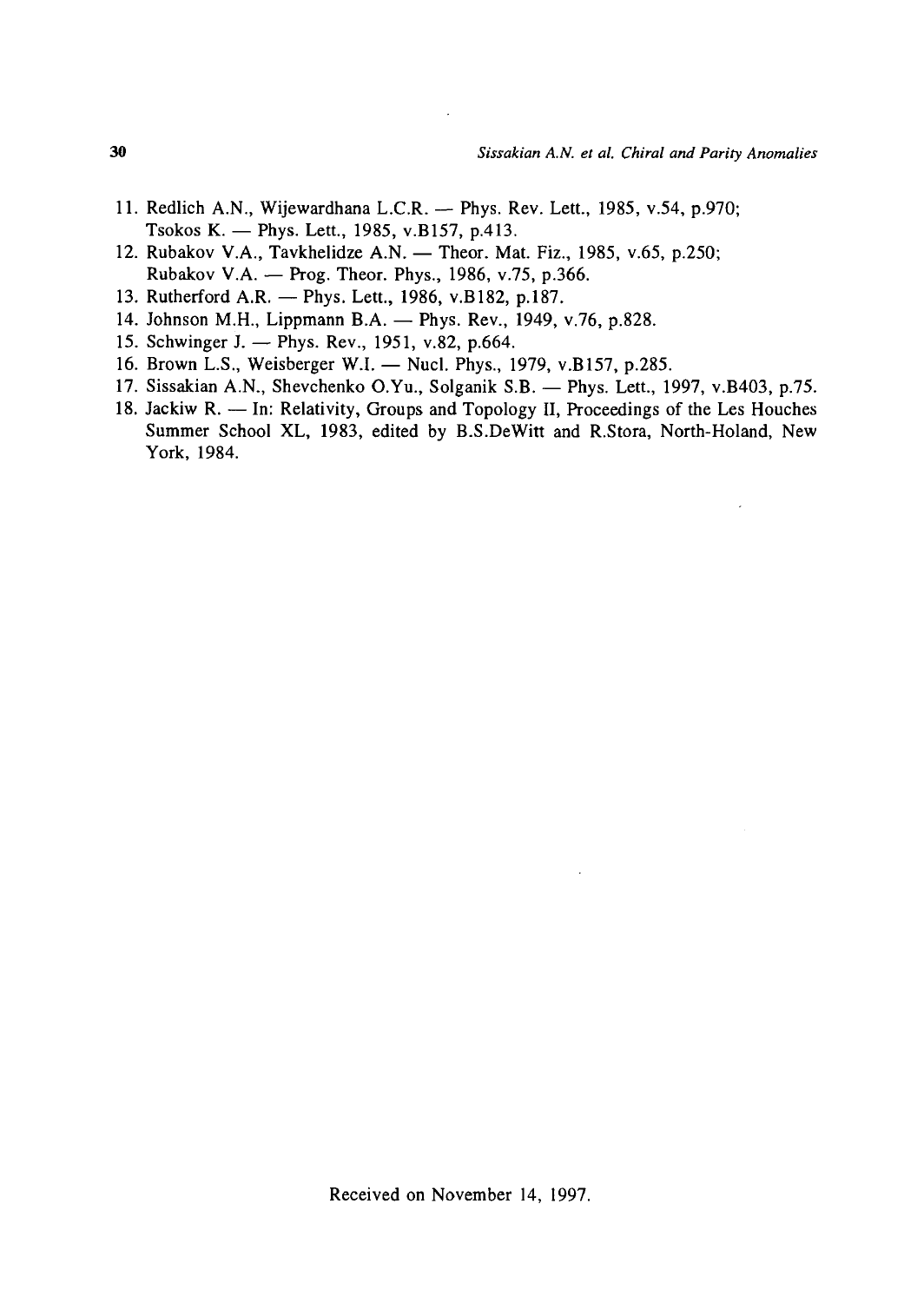11. Redlich A.N., Wijewardhana L.C.R. — Phys. Rev. Lett., 1985, v.54, p.970; Tsokos K. — Phys. Lett., 1985, v.B157, p.413.
12. Rubakov V.A., Tavkhelidze A.N. — Theor. Mat. Fiz., 1985, v.65, p.250; Rubakov V.A. — Prog. Theor. Phys., 1986, v.75, p.366.
13. Rutherford A.R. — Phys. Lett., 1986, v.B182, p.187.
14. Johnson M.H., Lippmann B.A. — Phys. Rev., 1949, v.76, p.828.
15. Schwinger J. — Phys. Rev., 1951, v.82, p.664.
16. Brown L.S., Weisberger W.I. — Nucl. Phys., 1979, v.B157, p.285.
17. Sissakian A.N., Shevchenko O.Yu., Solganik S.B. — Phys. Lett., 1997, v.B403, p.75.
18. Jackiw R. — In: Relativity, Groups and Topology II, Proceedings of the Les Houches Summer School XL, 1983, edited by B.S.DeWitt and R.Stora, North-Holand, New York, 1984.

Received on November 14, 1997.